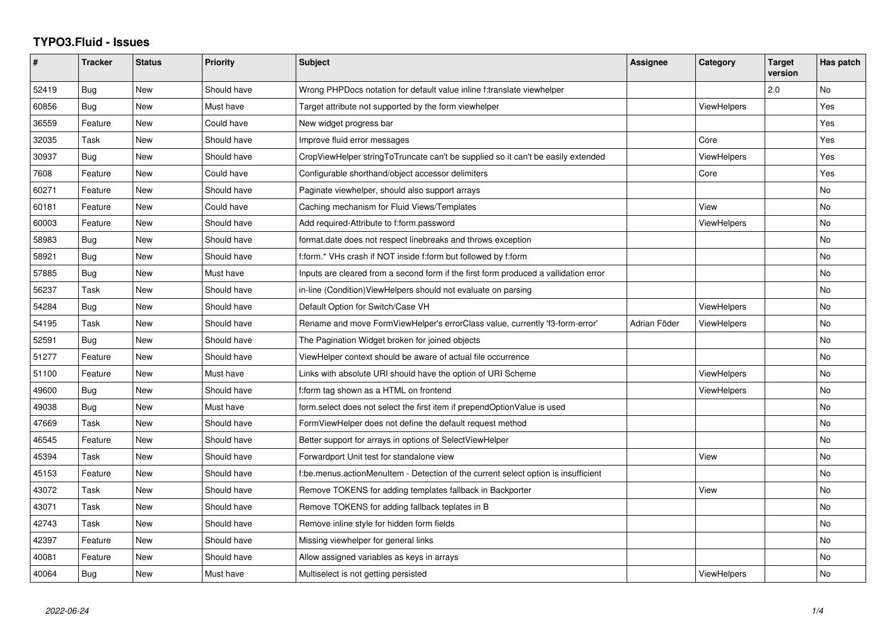# TYPO3.Fluid - Issues

| # | Tracker | Status | Priority | Subject | Assignee | Category | Target version | Has patch |
|---|---|---|---|---|---|---|---|---|
| 52419 | Bug | New | Should have | Wrong PHPDocs notation for default value inline f:translate viewhelper | | | 2.0 | No |
| 60856 | Bug | New | Must have | Target attribute not supported by the form viewhelper | | ViewHelpers | | Yes |
| 36559 | Feature | New | Could have | New widget progress bar | | | | Yes |
| 32035 | Task | New | Should have | Improve fluid error messages | | Core | | Yes |
| 30937 | Bug | New | Should have | CropViewHelper stringToTruncate can't be supplied so it can't be easily extended | | ViewHelpers | | Yes |
| 7608 | Feature | New | Could have | Configurable shorthand/object accessor delimiters | | Core | | Yes |
| 60271 | Feature | New | Should have | Paginate viewhelper, should also support arrays | | | | No |
| 60181 | Feature | New | Could have | Caching mechanism for Fluid Views/Templates | | View | | No |
| 60003 | Feature | New | Should have | Add required-Attribute to f:form.password | | ViewHelpers | | No |
| 58983 | Bug | New | Should have | format.date does not respect linebreaks and throws exception | | | | No |
| 58921 | Bug | New | Should have | f:form.* VHs crash if NOT inside f:form but followed by f:form | | | | No |
| 57885 | Bug | New | Must have | Inputs are cleared from a second form if the first form produced a vallidation error | | | | No |
| 56237 | Task | New | Should have | in-line (Condition)ViewHelpers should not evaluate on parsing | | | | No |
| 54284 | Bug | New | Should have | Default Option for Switch/Case VH | | ViewHelpers | | No |
| 54195 | Task | New | Should have | Rename and move FormViewHelper's errorClass value, currently 'f3-form-error' | Adrian Föder | ViewHelpers | | No |
| 52591 | Bug | New | Should have | The Pagination Widget broken for joined objects | | | | No |
| 51277 | Feature | New | Should have | ViewHelper context should be aware of actual file occurrence | | | | No |
| 51100 | Feature | New | Must have | Links with absolute URI should have the option of URI Scheme | | ViewHelpers | | No |
| 49600 | Bug | New | Should have | f:form tag shown as a HTML on frontend | | ViewHelpers | | No |
| 49038 | Bug | New | Must have | form.select does not select the first item if prependOptionValue is used | | | | No |
| 47669 | Task | New | Should have | FormViewHelper does not define the default request method | | | | No |
| 46545 | Feature | New | Should have | Better support for arrays in options of SelectViewHelper | | | | No |
| 45394 | Task | New | Should have | Forwardport Unit test for standalone view | | View | | No |
| 45153 | Feature | New | Should have | f:be.menus.actionMenuItem - Detection of the current select option is insufficient | | | | No |
| 43072 | Task | New | Should have | Remove TOKENS for adding templates fallback in Backporter | | View | | No |
| 43071 | Task | New | Should have | Remove TOKENS for adding fallback teplates in B | | | | No |
| 42743 | Task | New | Should have | Remove inline style for hidden form fields | | | | No |
| 42397 | Feature | New | Should have | Missing viewhelper for general links | | | | No |
| 40081 | Feature | New | Should have | Allow assigned variables as keys in arrays | | | | No |
| 40064 | Bug | New | Must have | Multiselect is not getting persisted | | ViewHelpers | | No |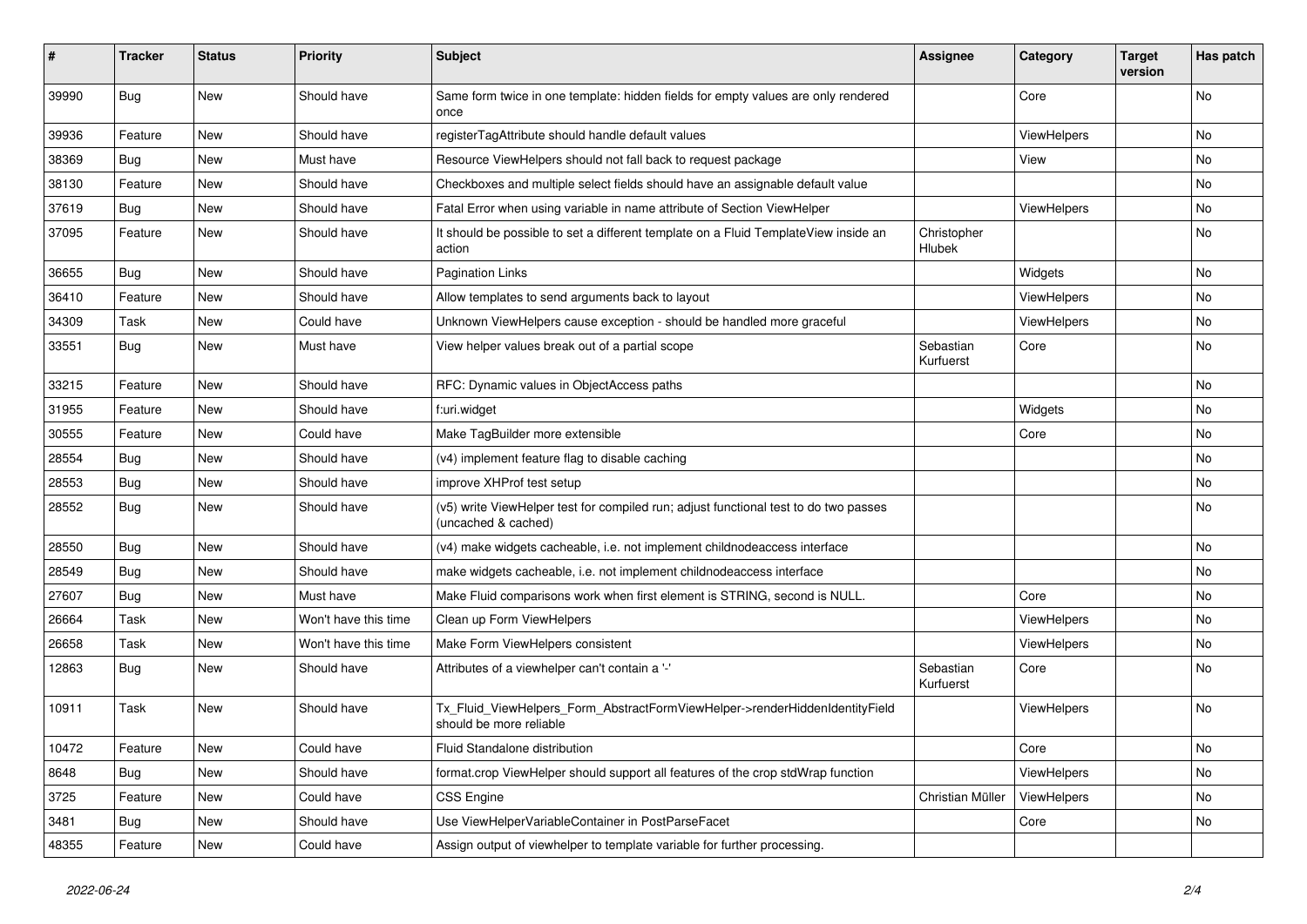| # | Tracker | Status | Priority | Subject | Assignee | Category | Target version | Has patch |
|---|---|---|---|---|---|---|---|---|
| 39990 | Bug | New | Should have | Same form twice in one template: hidden fields for empty values are only rendered once | | Core | | No |
| 39936 | Feature | New | Should have | registerTagAttribute should handle default values | | ViewHelpers | | No |
| 38369 | Bug | New | Must have | Resource ViewHelpers should not fall back to request package | | View | | No |
| 38130 | Feature | New | Should have | Checkboxes and multiple select fields should have an assignable default value | | | | No |
| 37619 | Bug | New | Should have | Fatal Error when using variable in name attribute of Section ViewHelper | | ViewHelpers | | No |
| 37095 | Feature | New | Should have | It should be possible to set a different template on a Fluid TemplateView inside an action | Christopher Hlubek | | | No |
| 36655 | Bug | New | Should have | Pagination Links | | Widgets | | No |
| 36410 | Feature | New | Should have | Allow templates to send arguments back to layout | | ViewHelpers | | No |
| 34309 | Task | New | Could have | Unknown ViewHelpers cause exception - should be handled more graceful | | ViewHelpers | | No |
| 33551 | Bug | New | Must have | View helper values break out of a partial scope | Sebastian Kurfuerst | Core | | No |
| 33215 | Feature | New | Should have | RFC: Dynamic values in ObjectAccess paths | | | | No |
| 31955 | Feature | New | Should have | f:uri.widget | | Widgets | | No |
| 30555 | Feature | New | Could have | Make TagBuilder more extensible | | Core | | No |
| 28554 | Bug | New | Should have | (v4) implement feature flag to disable caching | | | | No |
| 28553 | Bug | New | Should have | improve XHProf test setup | | | | No |
| 28552 | Bug | New | Should have | (v5) write ViewHelper test for compiled run; adjust functional test to do two passes (uncached & cached) | | | | No |
| 28550 | Bug | New | Should have | (v4) make widgets cacheable, i.e. not implement childnodeaccess interface | | | | No |
| 28549 | Bug | New | Should have | make widgets cacheable, i.e. not implement childnodeaccess interface | | | | No |
| 27607 | Bug | New | Must have | Make Fluid comparisons work when first element is STRING, second is NULL. | | Core | | No |
| 26664 | Task | New | Won't have this time | Clean up Form ViewHelpers | | ViewHelpers | | No |
| 26658 | Task | New | Won't have this time | Make Form ViewHelpers consistent | | ViewHelpers | | No |
| 12863 | Bug | New | Should have | Attributes of a viewhelper can't contain a '-' | Sebastian Kurfuerst | Core | | No |
| 10911 | Task | New | Should have | Tx_Fluid_ViewHelpers_Form_AbstractFormViewHelper->renderHiddenIdentityField should be more reliable | | ViewHelpers | | No |
| 10472 | Feature | New | Could have | Fluid Standalone distribution | | Core | | No |
| 8648 | Bug | New | Should have | format.crop ViewHelper should support all features of the crop stdWrap function | | ViewHelpers | | No |
| 3725 | Feature | New | Could have | CSS Engine | Christian Müller | ViewHelpers | | No |
| 3481 | Bug | New | Should have | Use ViewHelperVariableContainer in PostParseFacet | | Core | | No |
| 48355 | Feature | New | Could have | Assign output of viewhelper to template variable for further processing. | | | | |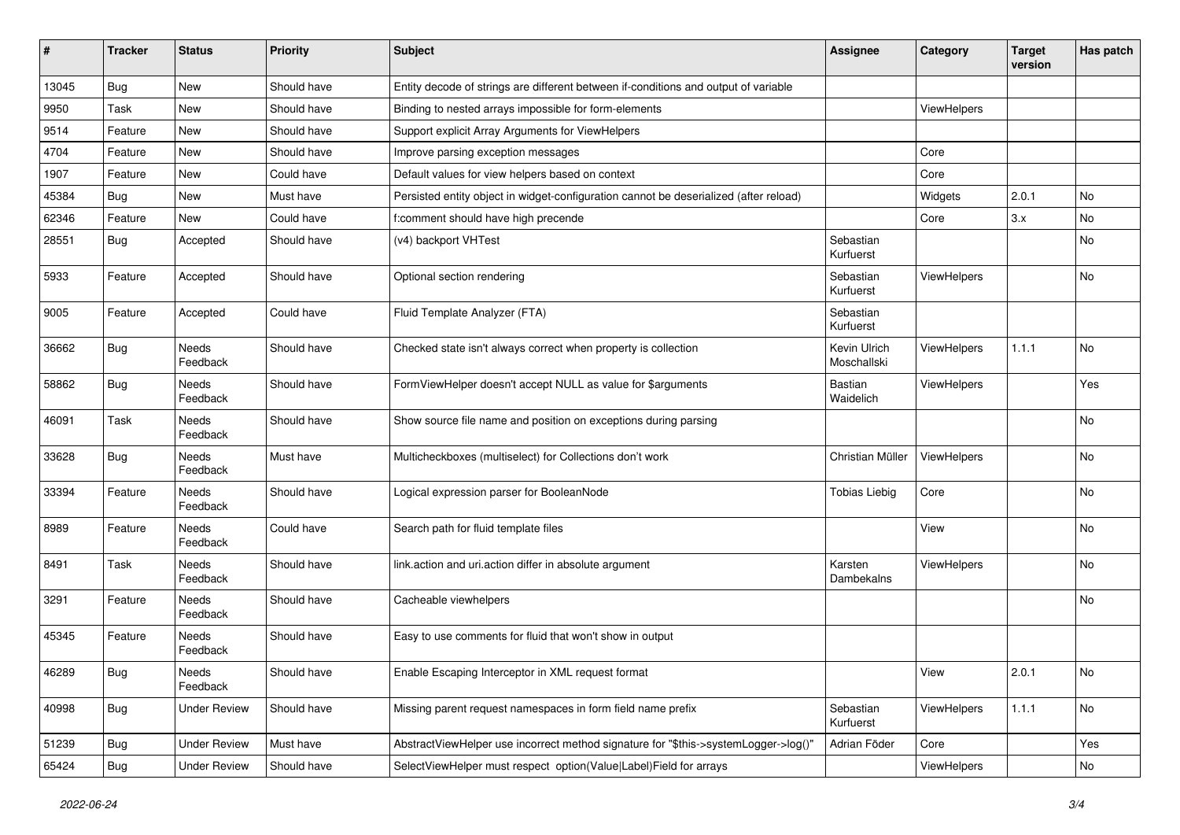| # | Tracker | Status | Priority | Subject | Assignee | Category | Target version | Has patch |
|---|---|---|---|---|---|---|---|---|
| 13045 | Bug | New | Should have | Entity decode of strings are different between if-conditions and output of variable | | | | |
| 9950 | Task | New | Should have | Binding to nested arrays impossible for form-elements | | ViewHelpers | | |
| 9514 | Feature | New | Should have | Support explicit Array Arguments for ViewHelpers | | | | |
| 4704 | Feature | New | Should have | Improve parsing exception messages | | Core | | |
| 1907 | Feature | New | Could have | Default values for view helpers based on context | | Core | | |
| 45384 | Bug | New | Must have | Persisted entity object in widget-configuration cannot be deserialized (after reload) | | Widgets | 2.0.1 | No |
| 62346 | Feature | New | Could have | f:comment should have high precende | | Core | 3.x | No |
| 28551 | Bug | Accepted | Should have | (v4) backport VHTest | Sebastian Kurfuerst | | | No |
| 5933 | Feature | Accepted | Should have | Optional section rendering | Sebastian Kurfuerst | ViewHelpers | | No |
| 9005 | Feature | Accepted | Could have | Fluid Template Analyzer (FTA) | Sebastian Kurfuerst | | | |
| 36662 | Bug | Needs Feedback | Should have | Checked state isn't always correct when property is collection | Kevin Ulrich Moschallski | ViewHelpers | 1.1.1 | No |
| 58862 | Bug | Needs Feedback | Should have | FormViewHelper doesn't accept NULL as value for $arguments | Bastian Waidelich | ViewHelpers | | Yes |
| 46091 | Task | Needs Feedback | Should have | Show source file name and position on exceptions during parsing | | | | No |
| 33628 | Bug | Needs Feedback | Must have | Multicheckboxes (multiselect) for Collections don't work | Christian Müller | ViewHelpers | | No |
| 33394 | Feature | Needs Feedback | Should have | Logical expression parser for BooleanNode | Tobias Liebig | Core | | No |
| 8989 | Feature | Needs Feedback | Could have | Search path for fluid template files | | View | | No |
| 8491 | Task | Needs Feedback | Should have | link.action and uri.action differ in absolute argument | Karsten Dambekalns | ViewHelpers | | No |
| 3291 | Feature | Needs Feedback | Should have | Cacheable viewhelpers | | | | No |
| 45345 | Feature | Needs Feedback | Should have | Easy to use comments for fluid that won't show in output | | | | |
| 46289 | Bug | Needs Feedback | Should have | Enable Escaping Interceptor in XML request format | | View | 2.0.1 | No |
| 40998 | Bug | Under Review | Should have | Missing parent request namespaces in form field name prefix | Sebastian Kurfuerst | ViewHelpers | 1.1.1 | No |
| 51239 | Bug | Under Review | Must have | AbstractViewHelper use incorrect method signature for "$this->systemLogger->log()" | Adrian Föder | Core | | Yes |
| 65424 | Bug | Under Review | Should have | SelectViewHelper must respect option(Value\|Label)Field for arrays | | ViewHelpers | | No |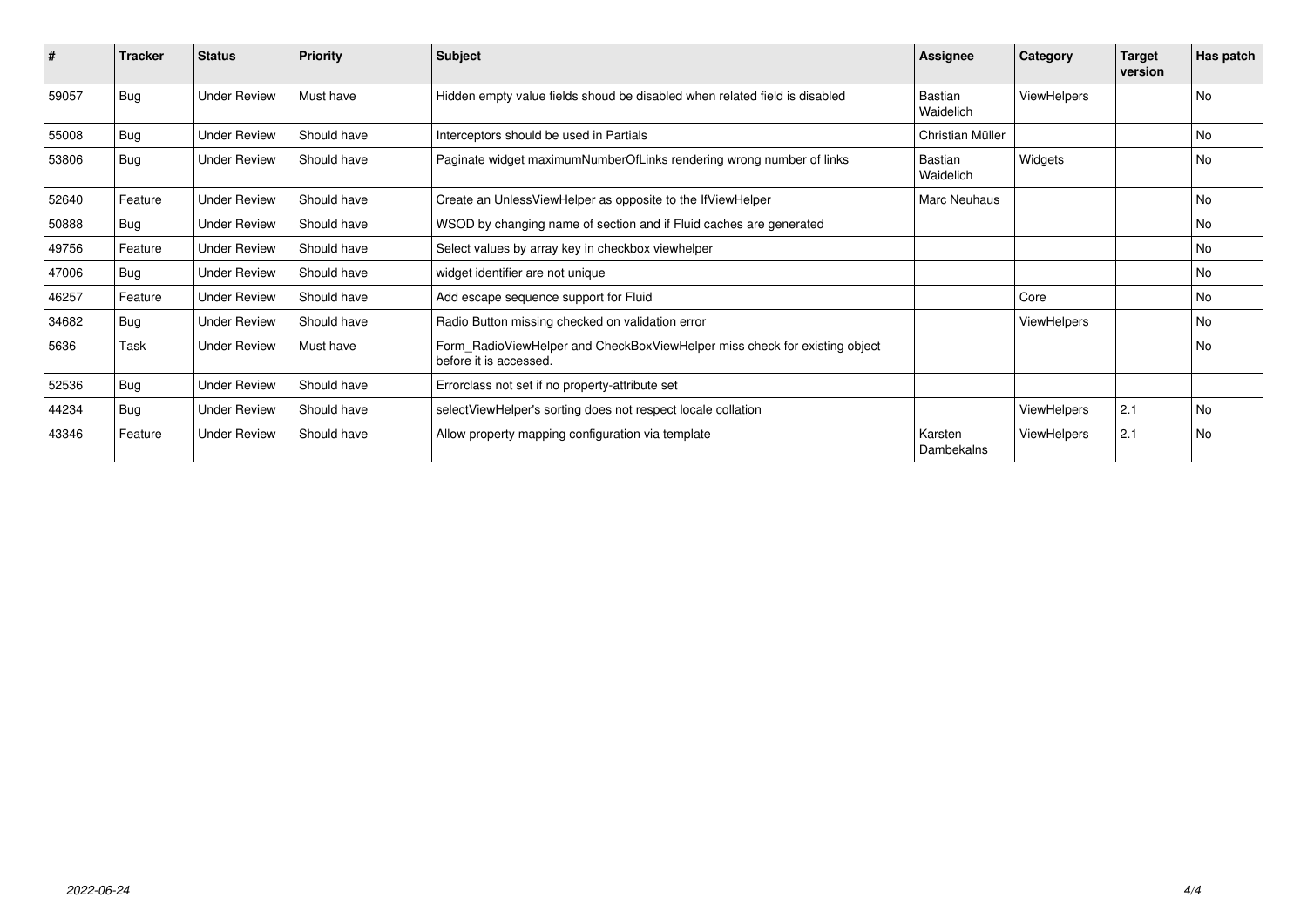| # | Tracker | Status | Priority | Subject | Assignee | Category | Target version | Has patch |
|---|---|---|---|---|---|---|---|---|
| 59057 | Bug | Under Review | Must have | Hidden empty value fields shoud be disabled when related field is disabled | Bastian Waidelich | ViewHelpers | | No |
| 55008 | Bug | Under Review | Should have | Interceptors should be used in Partials | Christian Müller | | | No |
| 53806 | Bug | Under Review | Should have | Paginate widget maximumNumberOfLinks rendering wrong number of links | Bastian Waidelich | Widgets | | No |
| 52640 | Feature | Under Review | Should have | Create an UnlessViewHelper as opposite to the IfViewHelper | Marc Neuhaus | | | No |
| 50888 | Bug | Under Review | Should have | WSOD by changing name of section and if Fluid caches are generated | | | | No |
| 49756 | Feature | Under Review | Should have | Select values by array key in checkbox viewhelper | | | | No |
| 47006 | Bug | Under Review | Should have | widget identifier are not unique | | | | No |
| 46257 | Feature | Under Review | Should have | Add escape sequence support for Fluid | | Core | | No |
| 34682 | Bug | Under Review | Should have | Radio Button missing checked on validation error | | ViewHelpers | | No |
| 5636 | Task | Under Review | Must have | Form_RadioViewHelper and CheckBoxViewHelper miss check for existing object before it is accessed. | | | | No |
| 52536 | Bug | Under Review | Should have | Errorclass not set if no property-attribute set | | | | |
| 44234 | Bug | Under Review | Should have | selectViewHelper's sorting does not respect locale collation | | ViewHelpers | 2.1 | No |
| 43346 | Feature | Under Review | Should have | Allow property mapping configuration via template | Karsten Dambekalns | ViewHelpers | 2.1 | No |